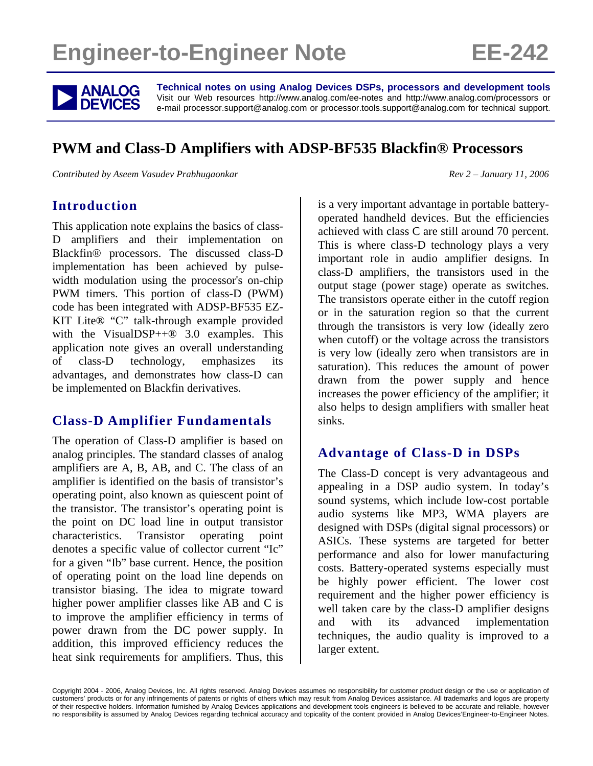# Engineer-to-Engineer Note EE-242

**Technical notes on using Analog Devices DSPs, processors and development tools**
Visit our Web resources http://www.analog.com/ee-notes and http://www.analog.com/processors or e-mail processor.support@analog.com or processor.tools.support@analog.com for technical support.

## PWM and Class-D Amplifiers with ADSP-BF535 Blackfin® Processors

*Contributed by Aseem Vasudev Prabhugaonkar* — *Rev 2 – January 11, 2006*

### Introduction

This application note explains the basics of class-D amplifiers and their implementation on Blackfin® processors. The discussed class-D implementation has been achieved by pulse-width modulation using the processor's on-chip PWM timers. This portion of class-D (PWM) code has been integrated with ADSP-BF535 EZ-KIT Lite® "C" talk-through example provided with the VisualDSP++® 3.0 examples. This application note gives an overall understanding of class-D technology, emphasizes its advantages, and demonstrates how class-D can be implemented on Blackfin derivatives.

### Class-D Amplifier Fundamentals

The operation of Class-D amplifier is based on analog principles. The standard classes of analog amplifiers are A, B, AB, and C. The class of an amplifier is identified on the basis of transistor's operating point, also known as quiescent point of the transistor. The transistor's operating point is the point on DC load line in output transistor characteristics. Transistor operating point denotes a specific value of collector current "Ic" for a given "Ib" base current. Hence, the position of operating point on the load line depends on transistor biasing. The idea to migrate toward higher power amplifier classes like AB and C is to improve the amplifier efficiency in terms of power drawn from the DC power supply. In addition, this improved efficiency reduces the heat sink requirements for amplifiers. Thus, this is a very important advantage in portable battery-operated handheld devices. But the efficiencies achieved with class C are still around 70 percent. This is where class-D technology plays a very important role in audio amplifier designs. In class-D amplifiers, the transistors used in the output stage (power stage) operate as switches. The transistors operate either in the cutoff region or in the saturation region so that the current through the transistors is very low (ideally zero when cutoff) or the voltage across the transistors is very low (ideally zero when transistors are in saturation). This reduces the amount of power drawn from the power supply and hence increases the power efficiency of the amplifier; it also helps to design amplifiers with smaller heat sinks.

### Advantage of Class-D in DSPs

The Class-D concept is very advantageous and appealing in a DSP audio system. In today's sound systems, which include low-cost portable audio systems like MP3, WMA players are designed with DSPs (digital signal processors) or ASICs. These systems are targeted for better performance and also for lower manufacturing costs. Battery-operated systems especially must be highly power efficient. The lower cost requirement and the higher power efficiency is well taken care by the class-D amplifier designs and with its advanced implementation techniques, the audio quality is improved to a larger extent.

Copyright 2004 - 2006, Analog Devices, Inc. All rights reserved. Analog Devices assumes no responsibility for customer product design or the use or application of customers' products or for any infringements of patents or rights of others which may result from Analog Devices assistance. All trademarks and logos are property of their respective holders. Information furnished by Analog Devices applications and development tools engineers is believed to be accurate and reliable, however no responsibility is assumed by Analog Devices regarding technical accuracy and topicality of the content provided in Analog Devices'Engineer-to-Engineer Notes.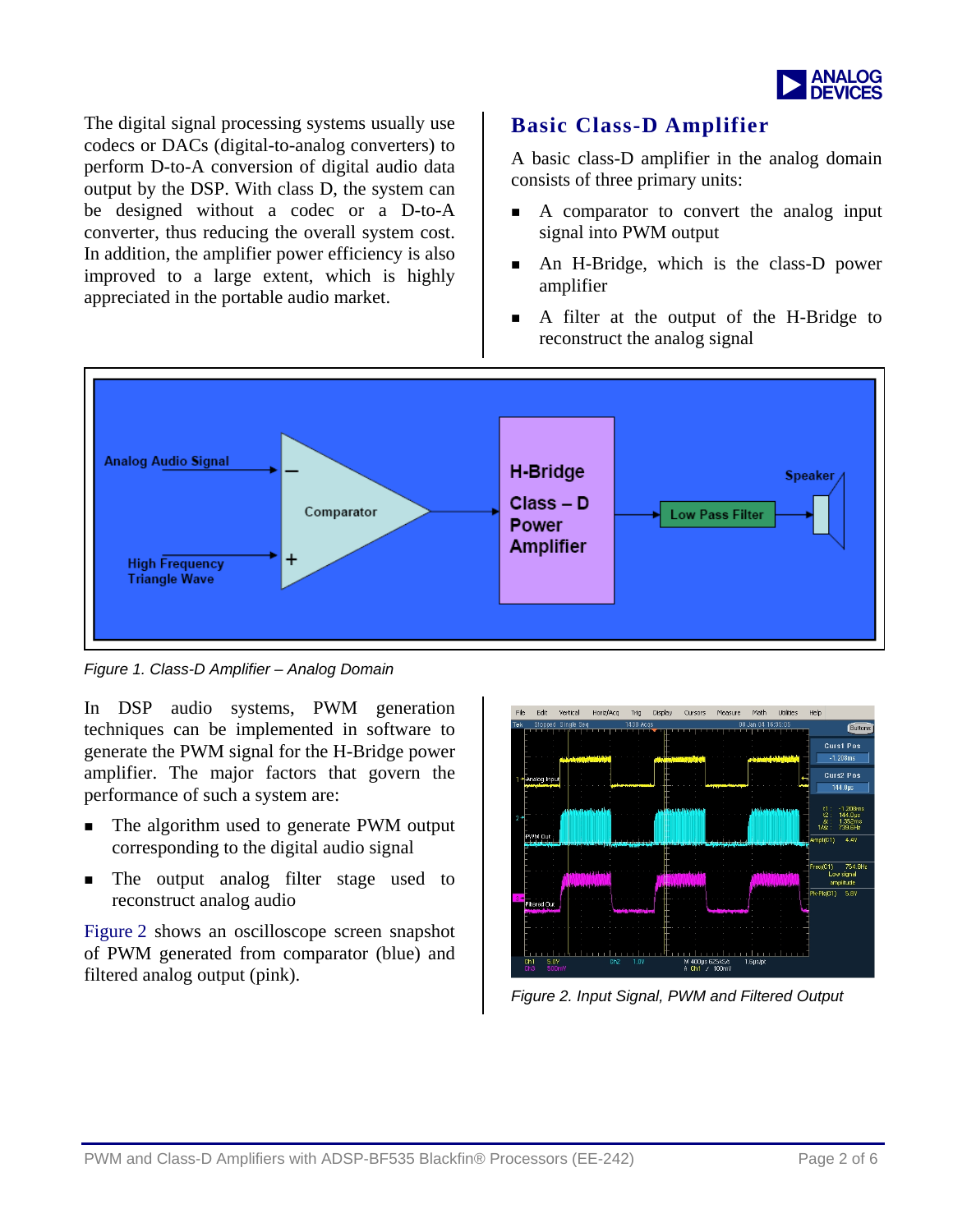The digital signal processing systems usually use codecs or DACs (digital-to-analog converters) to perform D-to-A conversion of digital audio data output by the DSP. With class D, the system can be designed without a codec or D-to-A converter, thus reducing the overall system cost. In addition, the amplifier power efficiency is also improved to a large extent, which is highly appreciated in the portable audio market.

## Basic Class-D Amplifier

A basic class-D amplifier in the analog domain consists of three primary units:

- A comparator to convert the analog input signal into PWM output
- An H-Bridge, which is the class-D power amplifier
- A filter at the output of the H-Bridge to reconstruct the analog signal

*Figure 1. Class-D Amplifier – Analog Domain*

In DSP audio systems, PWM generation techniques can be implemented in software to generate the PWM signal for the H-Bridge power amplifier. The major factors that govern the performance of such a system are:

- The algorithm used to generate PWM output corresponding to the digital audio signal
- The output analog filter stage used to reconstruct analog audio

Figure 2 shows an oscilloscope screen snapshot of PWM generated from comparator (blue) and filtered analog output (pink).

*Figure 2. Input Signal, PWM and Filtered Output*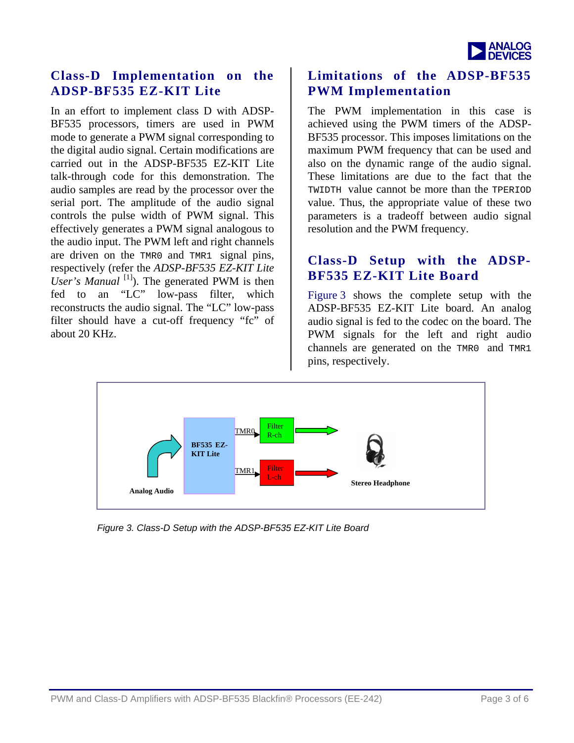## Class-D Implementation on the ADSP-BF535 EZ-KIT Lite

In an effort to implement class D with ADSP-BF535 processors, timers are used in PWM mode to generate a PWM signal corresponding to the digital audio signal. Certain modifications are carried out in the ADSP-BF535 EZ-KIT Lite talk-through code for this demonstration. The audio samples are read by the processor over the serial port. The amplitude of the audio signal controls the pulse width of PWM signal. This effectively generates a PWM signal analogous to the audio input. The PWM left and right channels are driven on the `TMR0` and `TMR1` signal pins, respectively (refer the *ADSP-BF535 EZ-KIT Lite User's Manual* [1]). The generated PWM is then fed to an "LC" low-pass filter, which reconstructs the audio signal. The "LC" low-pass filter should have a cut-off frequency "fc" of about 20 KHz.

## Limitations of the ADSP-BF535 PWM Implementation

The PWM implementation in this case is achieved using the PWM timers of the ADSP-BF535 processor. This imposes limitations on the maximum PWM frequency that can be used and also on the dynamic range of the audio signal. These limitations are due to the fact that the `TWIDTH` value cannot be more than the `TPERIOD` value. Thus, the appropriate value of these two parameters is a tradeoff between audio signal resolution and the PWM frequency.

## Class-D Setup with the ADSP-BF535 EZ-KIT Lite Board

Figure 3 shows the complete setup with the ADSP-BF535 EZ-KIT Lite board. An analog audio signal is fed to the codec on the board. The PWM signals for the left and right audio channels are generated on the `TMR0` and `TMR1` pins, respectively.

Analog Audio | BF535 EZ-KIT Lite | TMR0 | Filter R-ch | TMR1 | Filter L-ch | Stereo Headphone

*Figure 3. Class-D Setup with the ADSP-BF535 EZ-KIT Lite Board*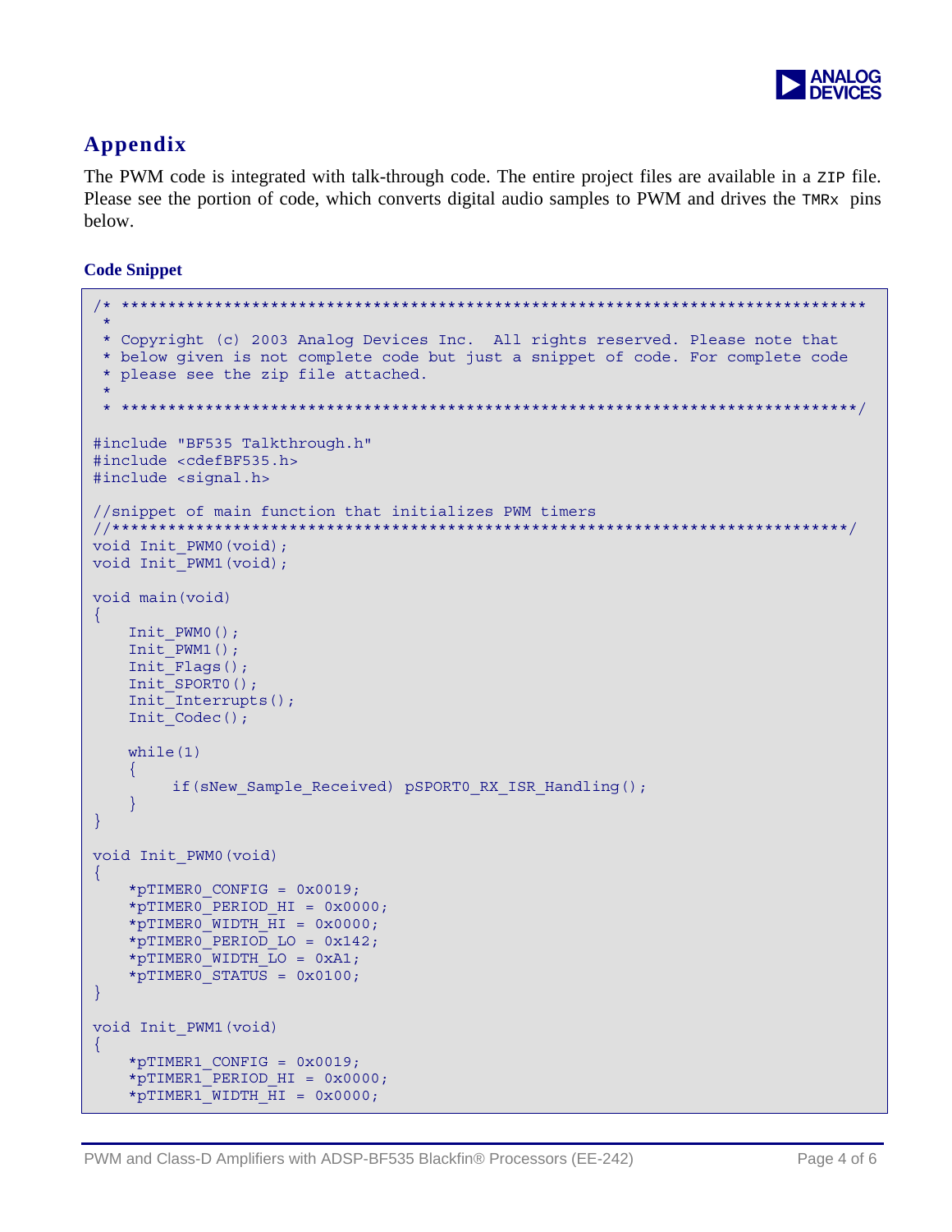## Appendix

The PWM code is integrated with talk-through code. The entire project files are available in a `ZIP` file. Please see the portion of code, which converts digital audio samples to PWM and drives the `TMRx` pins below.

### Code Snippet

```
/* ******************************************************************************
 *
 * Copyright (c) 2003 Analog Devices Inc.  All rights reserved. Please note that
 * below given is not complete code but just a snippet of code. For complete code
 * please see the zip file attached.
 *
 * ****************************************************************************/

#include "BF535 Talkthrough.h"
#include <cdefBF535.h>
#include <signal.h>

//snippet of main function that initializes PWM timers
//****************************************************************************/
void Init_PWM0(void);
void Init_PWM1(void);

void main(void)
{
    Init_PWM0();
    Init_PWM1();
    Init_Flags();
    Init_SPORT0();
    Init_Interrupts();
    Init_Codec();

    while(1)
    {
         if(sNew_Sample_Received) pSPORT0_RX_ISR_Handling();
    }
}

void Init_PWM0(void)
{
    *pTIMER0_CONFIG = 0x0019;
    *pTIMER0_PERIOD_HI = 0x0000;
    *pTIMER0_WIDTH_HI = 0x0000;
    *pTIMER0_PERIOD_LO = 0x142;
    *pTIMER0_WIDTH_LO = 0xA1;
    *pTIMER0_STATUS = 0x0100;
}

void Init_PWM1(void)
{
    *pTIMER1_CONFIG = 0x0019;
    *pTIMER1_PERIOD_HI = 0x0000;
    *pTIMER1_WIDTH_HI = 0x0000;
```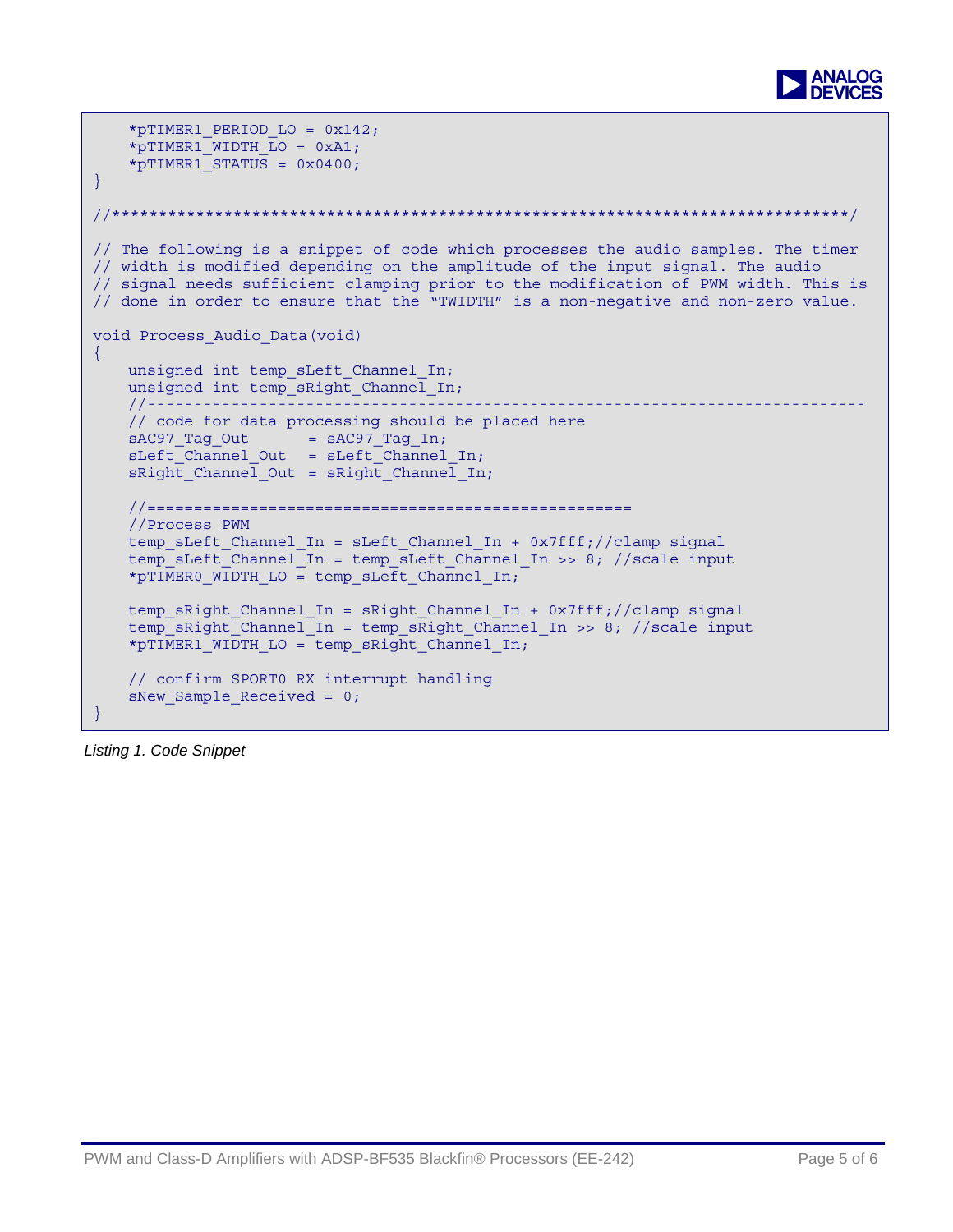```
    *pTIMER1_PERIOD_LO = 0x142;
    *pTIMER1_WIDTH_LO = 0xA1;
    *pTIMER1_STATUS = 0x0400;
}

//*******************************************************************************/

// The following is a snippet of code which processes the audio samples. The timer
// width is modified depending on the amplitude of the input signal. The audio
// signal needs sufficient clamping prior to the modification of PWM width. This is
// done in order to ensure that the "TWIDTH" is a non-negative and non-zero value.

void Process_Audio_Data(void)
{
    unsigned int temp_sLeft_Channel_In;
    unsigned int temp_sRight_Channel_In;
    //--------------------------------------------------------------------------
    // code for data processing should be placed here
    sAC97_Tag_Out      = sAC97_Tag_In;
    sLeft_Channel_Out  = sLeft_Channel_In;
    sRight_Channel_Out = sRight_Channel_In;

    //==================================================
    //Process PWM
    temp_sLeft_Channel_In = sLeft_Channel_In + 0x7fff;//clamp signal
    temp_sLeft_Channel_In = temp_sLeft_Channel_In >> 8; //scale input
    *pTIMER0_WIDTH_LO = temp_sLeft_Channel_In;

    temp_sRight_Channel_In = sRight_Channel_In + 0x7fff;//clamp signal
    temp_sRight_Channel_In = temp_sRight_Channel_In >> 8; //scale input
    *pTIMER1_WIDTH_LO = temp_sRight_Channel_In;

    // confirm SPORT0 RX interrupt handling
    sNew_Sample_Received = 0;
}
```

*Listing 1. Code Snippet*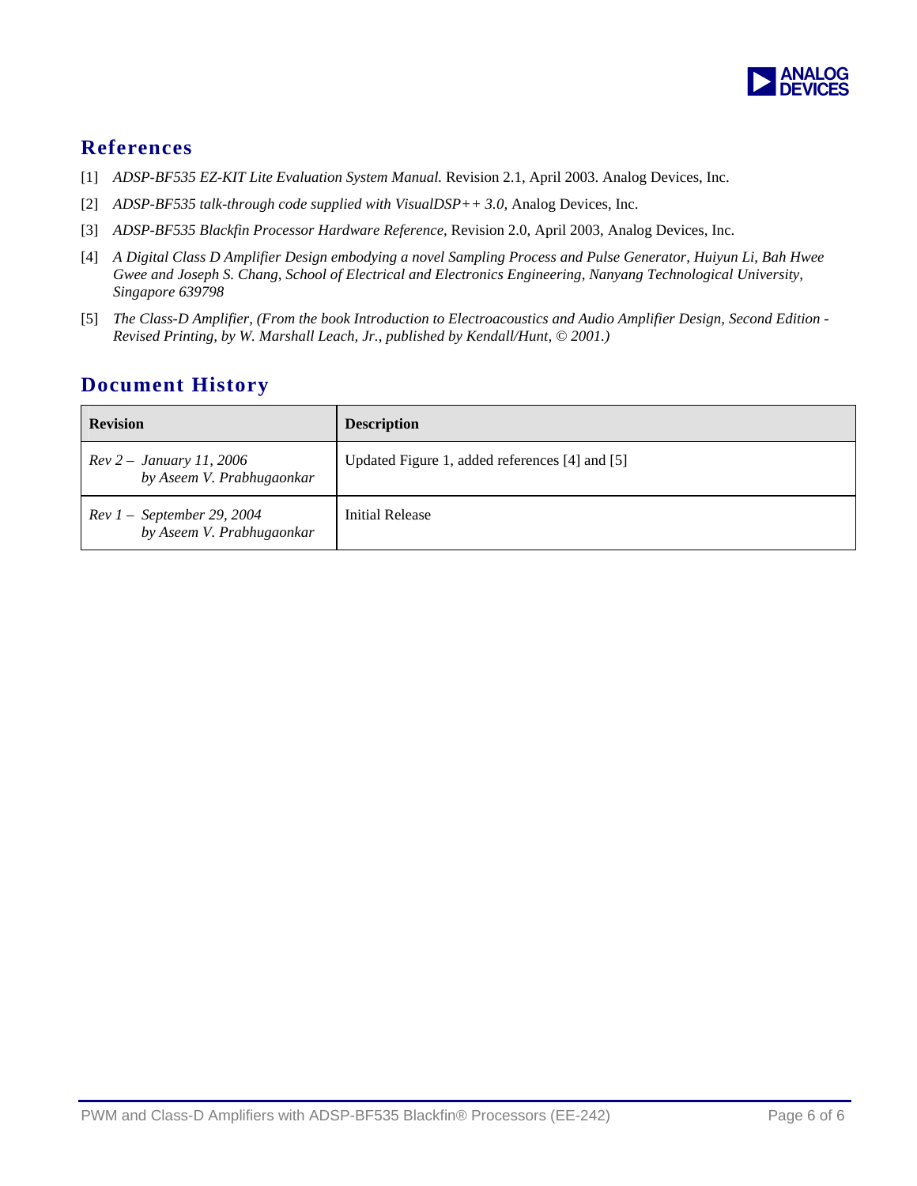## References

[1] *ADSP-BF535 EZ-KIT Lite Evaluation System Manual.* Revision 2.1, April 2003. Analog Devices, Inc.

[2] *ADSP-BF535 talk-through code supplied with VisualDSP++ 3.0,* Analog Devices, Inc.

[3] *ADSP-BF535 Blackfin Processor Hardware Reference,* Revision 2.0, April 2003, Analog Devices, Inc.

[4] *A Digital Class D Amplifier Design embodying a novel Sampling Process and Pulse Generator, Huiyun Li, Bah Hwee Gwee and Joseph S. Chang, School of Electrical and Electronics Engineering, Nanyang Technological University, Singapore 639798*

[5] *The Class-D Amplifier, (From the book Introduction to Electroacoustics and Audio Amplifier Design, Second Edition - Revised Printing, by W. Marshall Leach, Jr., published by Kendall/Hunt, © 2001.)*

## Document History

| Revision | Description |
|---|---|
| *Rev 2 – January 11, 2006 by Aseem V. Prabhugaonkar* | Updated Figure 1, added references [4] and [5] |
| *Rev 1 – September 29, 2004 by Aseem V. Prabhugaonkar* | Initial Release |